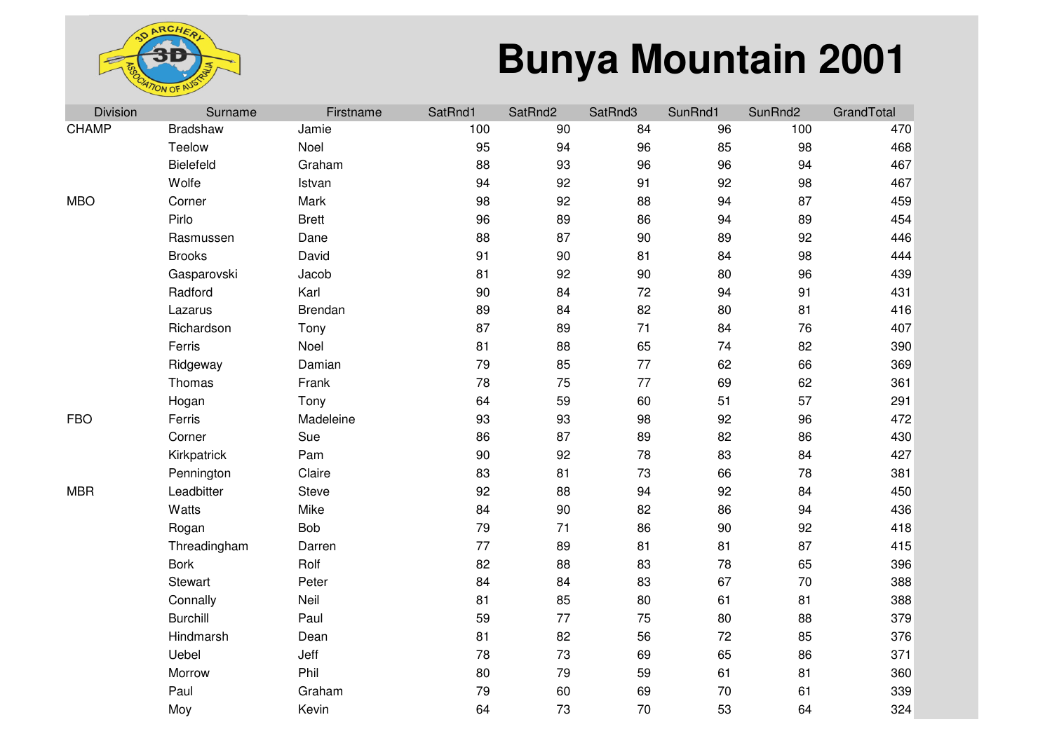# Bunya Mountain 2001

| Division | Surname | Firstname | SatRnd1 | SatRnd2 | SatRnd3 | SunRnd1 | SunRnd2 | GrandTotal |
|---|---|---|---|---|---|---|---|---|
| CHAMP | Bradshaw | Jamie | 100 | 90 | 84 | 96 | 100 | 470 |
| | Teelow | Noel | 95 | 94 | 96 | 85 | 98 | 468 |
| | Bielefeld | Graham | 88 | 93 | 96 | 96 | 94 | 467 |
| | Wolfe | Istvan | 94 | 92 | 91 | 92 | 98 | 467 |
| MBO | Corner | Mark | 98 | 92 | 88 | 94 | 87 | 459 |
| | Pirlo | Brett | 96 | 89 | 86 | 94 | 89 | 454 |
| | Rasmussen | Dane | 88 | 87 | 90 | 89 | 92 | 446 |
| | Brooks | David | 91 | 90 | 81 | 84 | 98 | 444 |
| | Gasparovski | Jacob | 81 | 92 | 90 | 80 | 96 | 439 |
| | Radford | Karl | 90 | 84 | 72 | 94 | 91 | 431 |
| | Lazarus | Brendan | 89 | 84 | 82 | 80 | 81 | 416 |
| | Richardson | Tony | 87 | 89 | 71 | 84 | 76 | 407 |
| | Ferris | Noel | 81 | 88 | 65 | 74 | 82 | 390 |
| | Ridgeway | Damian | 79 | 85 | 77 | 62 | 66 | 369 |
| | Thomas | Frank | 78 | 75 | 77 | 69 | 62 | 361 |
| | Hogan | Tony | 64 | 59 | 60 | 51 | 57 | 291 |
| FBO | Ferris | Madeleine | 93 | 93 | 98 | 92 | 96 | 472 |
| | Corner | Sue | 86 | 87 | 89 | 82 | 86 | 430 |
| | Kirkpatrick | Pam | 90 | 92 | 78 | 83 | 84 | 427 |
| | Pennington | Claire | 83 | 81 | 73 | 66 | 78 | 381 |
| MBR | Leadbitter | Steve | 92 | 88 | 94 | 92 | 84 | 450 |
| | Watts | Mike | 84 | 90 | 82 | 86 | 94 | 436 |
| | Rogan | Bob | 79 | 71 | 86 | 90 | 92 | 418 |
| | Threadingham | Darren | 77 | 89 | 81 | 81 | 87 | 415 |
| | Bork | Rolf | 82 | 88 | 83 | 78 | 65 | 396 |
| | Stewart | Peter | 84 | 84 | 83 | 67 | 70 | 388 |
| | Connally | Neil | 81 | 85 | 80 | 61 | 81 | 388 |
| | Burchill | Paul | 59 | 77 | 75 | 80 | 88 | 379 |
| | Hindmarsh | Dean | 81 | 82 | 56 | 72 | 85 | 376 |
| | Uebel | Jeff | 78 | 73 | 69 | 65 | 86 | 371 |
| | Morrow | Phil | 80 | 79 | 59 | 61 | 81 | 360 |
| | Paul | Graham | 79 | 60 | 69 | 70 | 61 | 339 |
| | Moy | Kevin | 64 | 73 | 70 | 53 | 64 | 324 |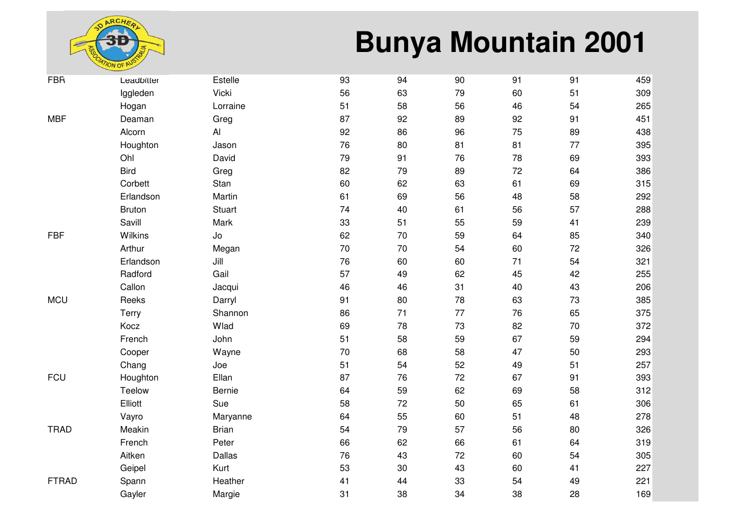# Bunya Mountain 2001

| | | | | | | | | |
|---|---|---|---|---|---|---|---|---|
| FBR | Leadbitter | Estelle | 93 | 94 | 90 | 91 | 91 | 459 |
| | Iggleden | Vicki | 56 | 63 | 79 | 60 | 51 | 309 |
| | Hogan | Lorraine | 51 | 58 | 56 | 46 | 54 | 265 |
| MBF | Deaman | Greg | 87 | 92 | 89 | 92 | 91 | 451 |
| | Alcorn | Al | 92 | 86 | 96 | 75 | 89 | 438 |
| | Houghton | Jason | 76 | 80 | 81 | 81 | 77 | 395 |
| | Ohl | David | 79 | 91 | 76 | 78 | 69 | 393 |
| | Bird | Greg | 82 | 79 | 89 | 72 | 64 | 386 |
| | Corbett | Stan | 60 | 62 | 63 | 61 | 69 | 315 |
| | Erlandson | Martin | 61 | 69 | 56 | 48 | 58 | 292 |
| | Bruton | Stuart | 74 | 40 | 61 | 56 | 57 | 288 |
| | Savill | Mark | 33 | 51 | 55 | 59 | 41 | 239 |
| FBF | Wilkins | Jo | 62 | 70 | 59 | 64 | 85 | 340 |
| | Arthur | Megan | 70 | 70 | 54 | 60 | 72 | 326 |
| | Erlandson | Jill | 76 | 60 | 60 | 71 | 54 | 321 |
| | Radford | Gail | 57 | 49 | 62 | 45 | 42 | 255 |
| | Callon | Jacqui | 46 | 46 | 31 | 40 | 43 | 206 |
| MCU | Reeks | Darryl | 91 | 80 | 78 | 63 | 73 | 385 |
| | Terry | Shannon | 86 | 71 | 77 | 76 | 65 | 375 |
| | Kocz | Wlad | 69 | 78 | 73 | 82 | 70 | 372 |
| | French | John | 51 | 58 | 59 | 67 | 59 | 294 |
| | Cooper | Wayne | 70 | 68 | 58 | 47 | 50 | 293 |
| | Chang | Joe | 51 | 54 | 52 | 49 | 51 | 257 |
| FCU | Houghton | Ellan | 87 | 76 | 72 | 67 | 91 | 393 |
| | Teelow | Bernie | 64 | 59 | 62 | 69 | 58 | 312 |
| | Elliott | Sue | 58 | 72 | 50 | 65 | 61 | 306 |
| | Vayro | Maryanne | 64 | 55 | 60 | 51 | 48 | 278 |
| TRAD | Meakin | Brian | 54 | 79 | 57 | 56 | 80 | 326 |
| | French | Peter | 66 | 62 | 66 | 61 | 64 | 319 |
| | Aitken | Dallas | 76 | 43 | 72 | 60 | 54 | 305 |
| | Geipel | Kurt | 53 | 30 | 43 | 60 | 41 | 227 |
| FTRAD | Spann | Heather | 41 | 44 | 33 | 54 | 49 | 221 |
| | Gayler | Margie | 31 | 38 | 34 | 38 | 28 | 169 |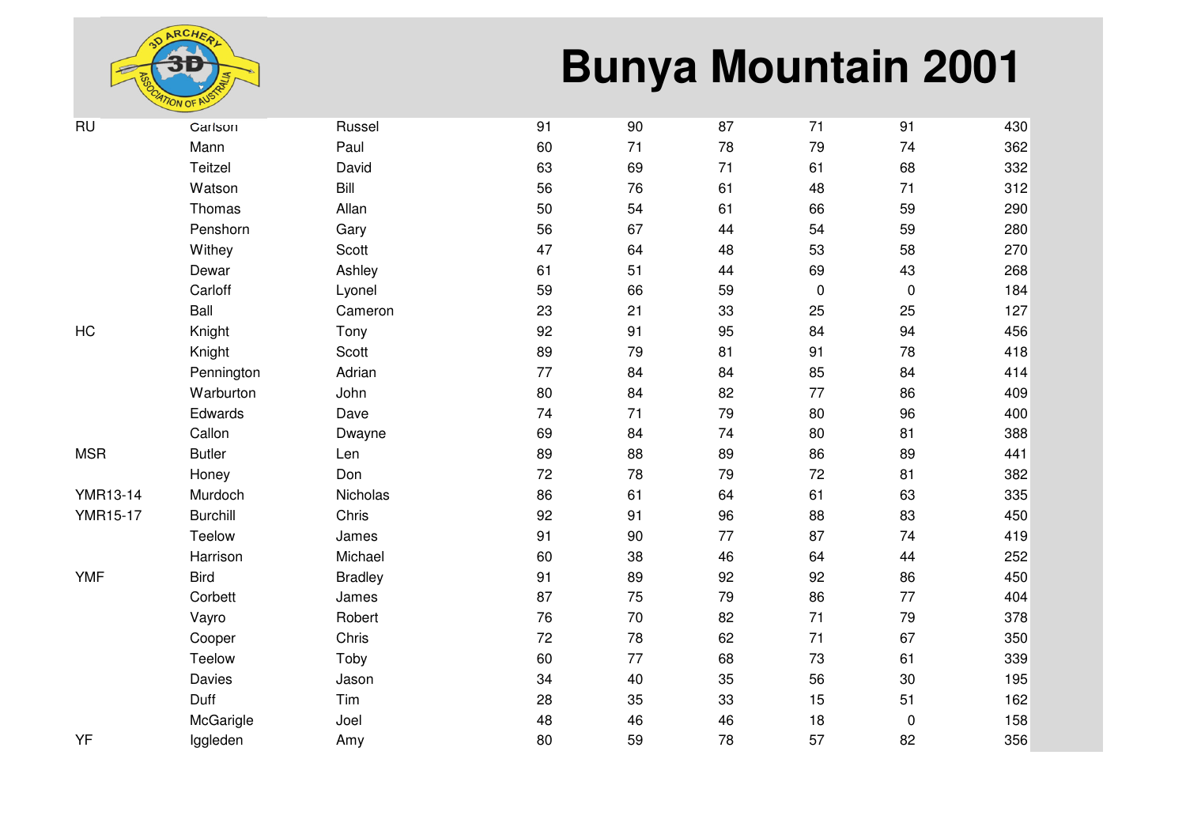# Bunya Mountain 2001

| | | | | | | | | |
|---|---|---|---|---|---|---|---|---|
| RU | Carlson | Russel | 91 | 90 | 87 | 71 | 91 | 430 |
| | Mann | Paul | 60 | 71 | 78 | 79 | 74 | 362 |
| | Teitzel | David | 63 | 69 | 71 | 61 | 68 | 332 |
| | Watson | Bill | 56 | 76 | 61 | 48 | 71 | 312 |
| | Thomas | Allan | 50 | 54 | 61 | 66 | 59 | 290 |
| | Penshorn | Gary | 56 | 67 | 44 | 54 | 59 | 280 |
| | Withey | Scott | 47 | 64 | 48 | 53 | 58 | 270 |
| | Dewar | Ashley | 61 | 51 | 44 | 69 | 43 | 268 |
| | Carloff | Lyonel | 59 | 66 | 59 | 0 | 0 | 184 |
| | Ball | Cameron | 23 | 21 | 33 | 25 | 25 | 127 |
| HC | Knight | Tony | 92 | 91 | 95 | 84 | 94 | 456 |
| | Knight | Scott | 89 | 79 | 81 | 91 | 78 | 418 |
| | Pennington | Adrian | 77 | 84 | 84 | 85 | 84 | 414 |
| | Warburton | John | 80 | 84 | 82 | 77 | 86 | 409 |
| | Edwards | Dave | 74 | 71 | 79 | 80 | 96 | 400 |
| | Callon | Dwayne | 69 | 84 | 74 | 80 | 81 | 388 |
| MSR | Butler | Len | 89 | 88 | 89 | 86 | 89 | 441 |
| | Honey | Don | 72 | 78 | 79 | 72 | 81 | 382 |
| YMR13-14 | Murdoch | Nicholas | 86 | 61 | 64 | 61 | 63 | 335 |
| YMR15-17 | Burchill | Chris | 92 | 91 | 96 | 88 | 83 | 450 |
| | Teelow | James | 91 | 90 | 77 | 87 | 74 | 419 |
| | Harrison | Michael | 60 | 38 | 46 | 64 | 44 | 252 |
| YMF | Bird | Bradley | 91 | 89 | 92 | 92 | 86 | 450 |
| | Corbett | James | 87 | 75 | 79 | 86 | 77 | 404 |
| | Vayro | Robert | 76 | 70 | 82 | 71 | 79 | 378 |
| | Cooper | Chris | 72 | 78 | 62 | 71 | 67 | 350 |
| | Teelow | Toby | 60 | 77 | 68 | 73 | 61 | 339 |
| | Davies | Jason | 34 | 40 | 35 | 56 | 30 | 195 |
| | Duff | Tim | 28 | 35 | 33 | 15 | 51 | 162 |
| | McGarigle | Joel | 48 | 46 | 46 | 18 | 0 | 158 |
| YF | Iggleden | Amy | 80 | 59 | 78 | 57 | 82 | 356 |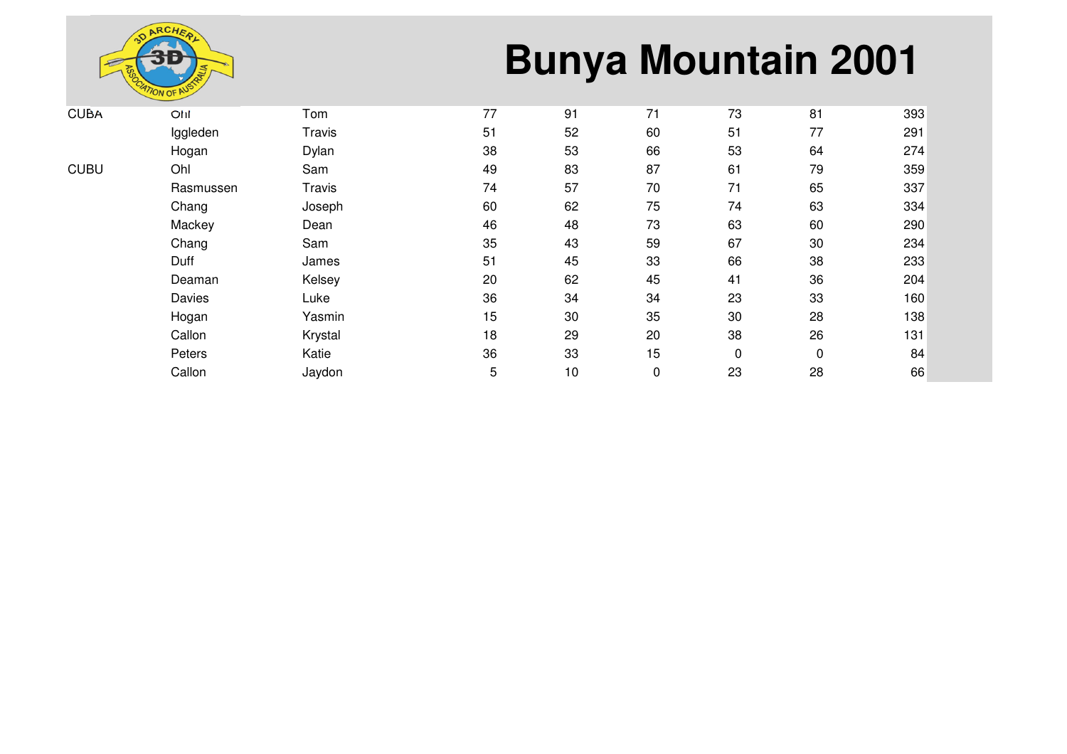# Bunya Mountain 2001

| | | | | | | | | |
|---|---|---|---|---|---|---|---|---|
| CUBA | Ohl | Tom | 77 | 91 | 71 | 73 | 81 | 393 |
| | Iggleden | Travis | 51 | 52 | 60 | 51 | 77 | 291 |
| | Hogan | Dylan | 38 | 53 | 66 | 53 | 64 | 274 |
| CUBU | Ohl | Sam | 49 | 83 | 87 | 61 | 79 | 359 |
| | Rasmussen | Travis | 74 | 57 | 70 | 71 | 65 | 337 |
| | Chang | Joseph | 60 | 62 | 75 | 74 | 63 | 334 |
| | Mackey | Dean | 46 | 48 | 73 | 63 | 60 | 290 |
| | Chang | Sam | 35 | 43 | 59 | 67 | 30 | 234 |
| | Duff | James | 51 | 45 | 33 | 66 | 38 | 233 |
| | Deaman | Kelsey | 20 | 62 | 45 | 41 | 36 | 204 |
| | Davies | Luke | 36 | 34 | 34 | 23 | 33 | 160 |
| | Hogan | Yasmin | 15 | 30 | 35 | 30 | 28 | 138 |
| | Callon | Krystal | 18 | 29 | 20 | 38 | 26 | 131 |
| | Peters | Katie | 36 | 33 | 15 | 0 | 0 | 84 |
| | Callon | Jaydon | 5 | 10 | 0 | 23 | 28 | 66 |